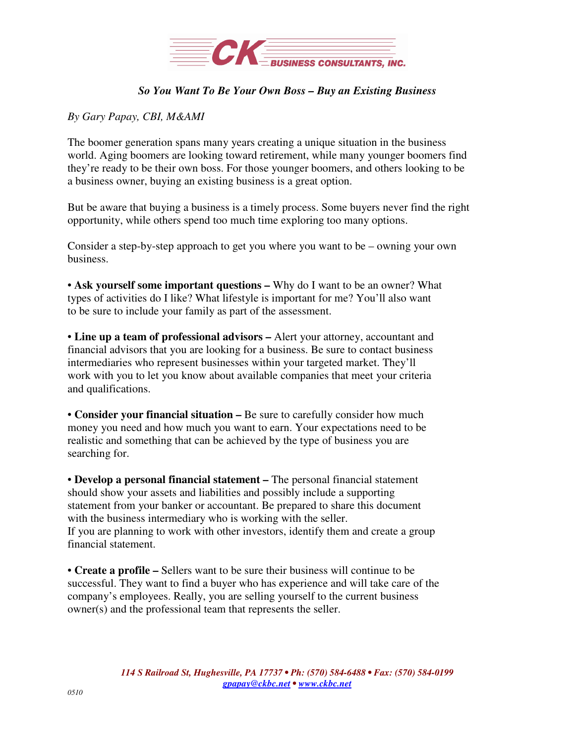CK BUSINESS CONSULTANTS, INC.

***So You Want To Be Your Own Boss – Buy an Existing Business***

*By Gary Papay, CBI, M&AMI*

The boomer generation spans many years creating a unique situation in the business world. Aging boomers are looking toward retirement, while many younger boomers find they're ready to be their own boss. For those younger boomers, and others looking to be a business owner, buying an existing business is a great option.

But be aware that buying a business is a timely process. Some buyers never find the right opportunity, while others spend too much time exploring too many options.

Consider a step-by-step approach to get you where you want to be – owning your own business.

- **Ask yourself some important questions –** Why do I want to be an owner? What types of activities do I like? What lifestyle is important for me? You'll also want to be sure to include your family as part of the assessment.

- **Line up a team of professional advisors –** Alert your attorney, accountant and financial advisors that you are looking for a business. Be sure to contact business intermediaries who represent businesses within your targeted market. They'll work with you to let you know about available companies that meet your criteria and qualifications.

- **Consider your financial situation –** Be sure to carefully consider how much money you need and how much you want to earn. Your expectations need to be realistic and something that can be achieved by the type of business you are searching for.

- **Develop a personal financial statement –** The personal financial statement should show your assets and liabilities and possibly include a supporting statement from your banker or accountant. Be prepared to share this document with the business intermediary who is working with the seller.
  If you are planning to work with other investors, identify them and create a group financial statement.

- **Create a profile –** Sellers want to be sure their business will continue to be successful. They want to find a buyer who has experience and will take care of the company's employees. Really, you are selling yourself to the current business owner(s) and the professional team that represents the seller.

*114 S Railroad St, Hughesville, PA 17737 • Ph: (570) 584-6488 • Fax: (570) 584-0199*
*gpapay@ckbc.net • www.ckbc.net*

0510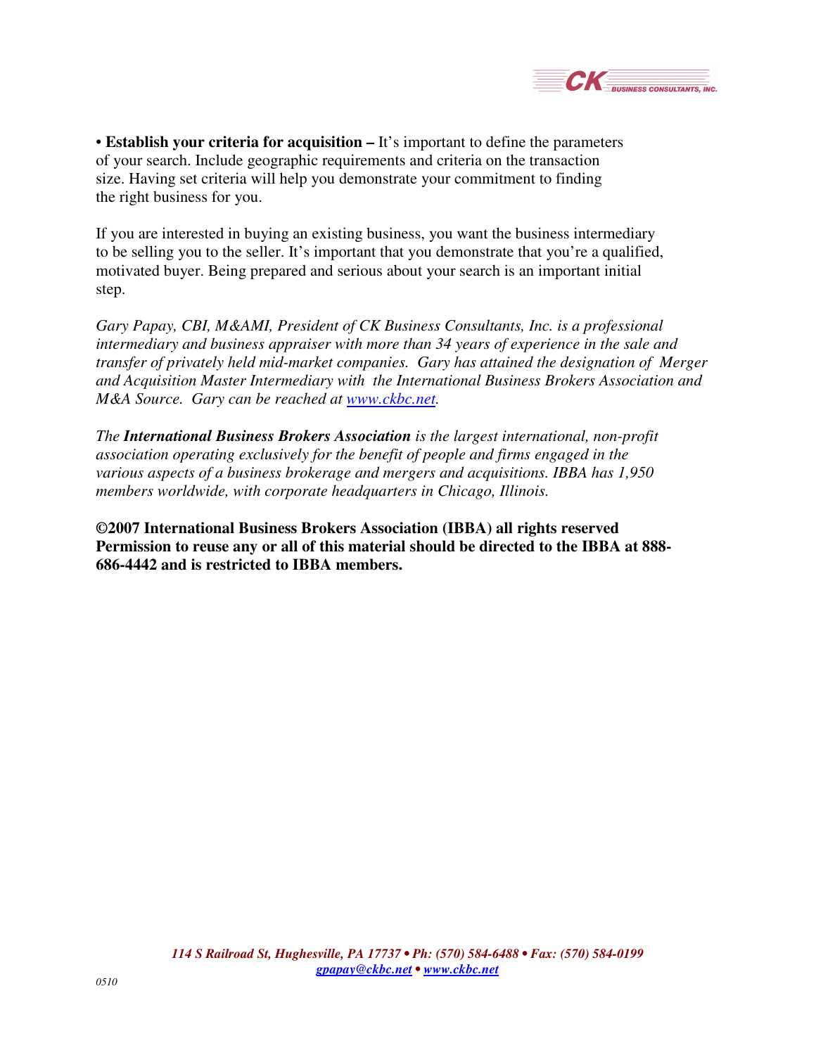- **Establish your criteria for acquisition –** It's important to define the parameters of your search. Include geographic requirements and criteria on the transaction size. Having set criteria will help you demonstrate your commitment to finding the right business for you.

If you are interested in buying an existing business, you want the business intermediary to be selling you to the seller. It's important that you demonstrate that you're a qualified, motivated buyer. Being prepared and serious about your search is an important initial step.

*Gary Papay, CBI, M&AMI, President of CK Business Consultants, Inc. is a professional intermediary and business appraiser with more than 34 years of experience in the sale and transfer of privately held mid-market companies. Gary has attained the designation of Merger and Acquisition Master Intermediary with the International Business Brokers Association and M&A Source. Gary can be reached at [www.ckbc.net](http://www.ckbc.net).*

*The **International Business Brokers Association** is the largest international, non-profit association operating exclusively for the benefit of people and firms engaged in the various aspects of a business brokerage and mergers and acquisitions. IBBA has 1,950 members worldwide, with corporate headquarters in Chicago, Illinois.*

**©2007 International Business Brokers Association (IBBA) all rights reserved Permission to reuse any or all of this material should be directed to the IBBA at 888-686-4442 and is restricted to IBBA members.**

*114 S Railroad St, Hughesville, PA 17737 • Ph: (570) 584-6488 • Fax: (570) 584-0199*
*gpapay@ckbc.net • www.ckbc.net*

*0510*